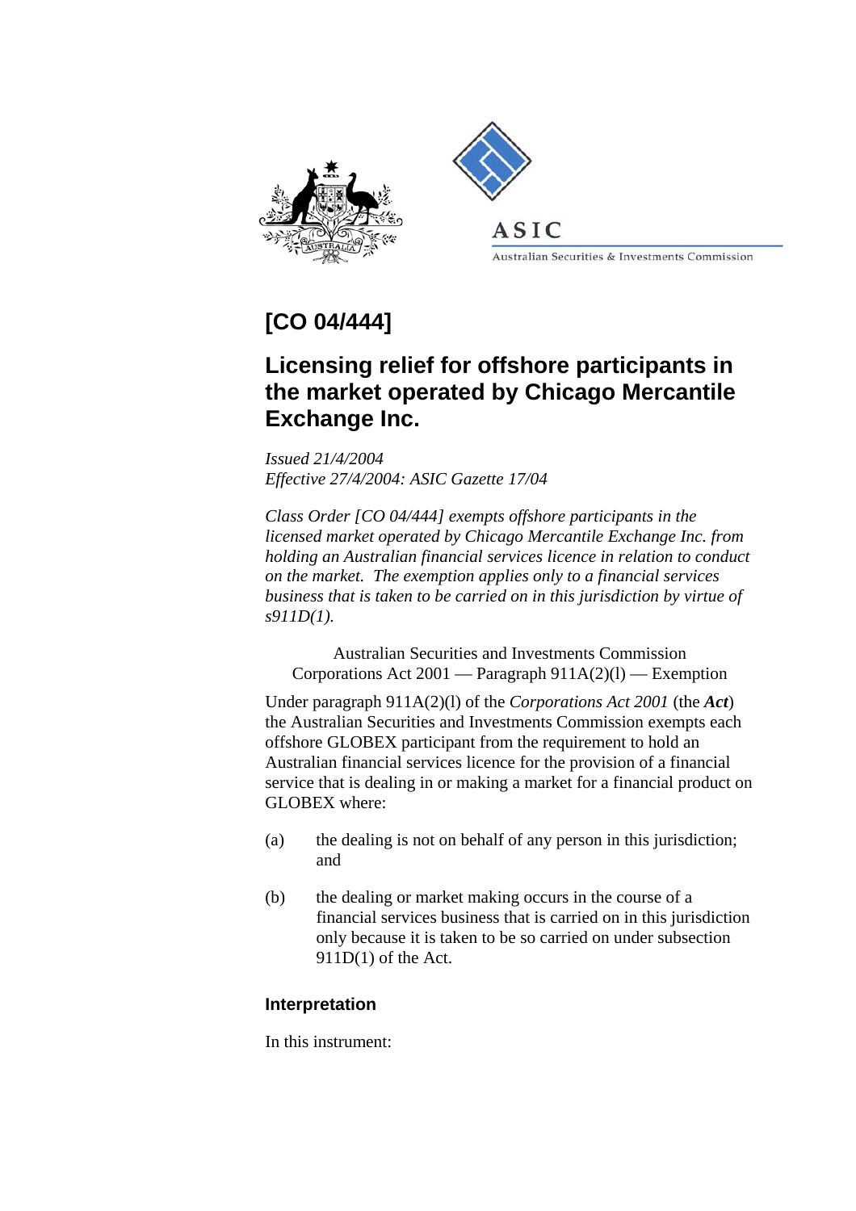# [CO 04/444]

## Licensing relief for offshore participants in the market operated by Chicago Mercantile Exchange Inc.

*Issued 21/4/2004*
*Effective 27/4/2004: ASIC Gazette 17/04*

*Class Order [CO 04/444] exempts offshore participants in the licensed market operated by Chicago Mercantile Exchange Inc. from holding an Australian financial services licence in relation to conduct on the market. The exemption applies only to a financial services business that is taken to be carried on in this jurisdiction by virtue of s911D(1).*

Australian Securities and Investments Commission
Corporations Act 2001 — Paragraph 911A(2)(l) — Exemption

Under paragraph 911A(2)(l) of the *Corporations Act 2001* (the ***Act***) the Australian Securities and Investments Commission exempts each offshore GLOBEX participant from the requirement to hold an Australian financial services licence for the provision of a financial service that is dealing in or making a market for a financial product on GLOBEX where:

(a) the dealing is not on behalf of any person in this jurisdiction; and

(b) the dealing or market making occurs in the course of a financial services business that is carried on in this jurisdiction only because it is taken to be so carried on under subsection 911D(1) of the Act.

### Interpretation

In this instrument: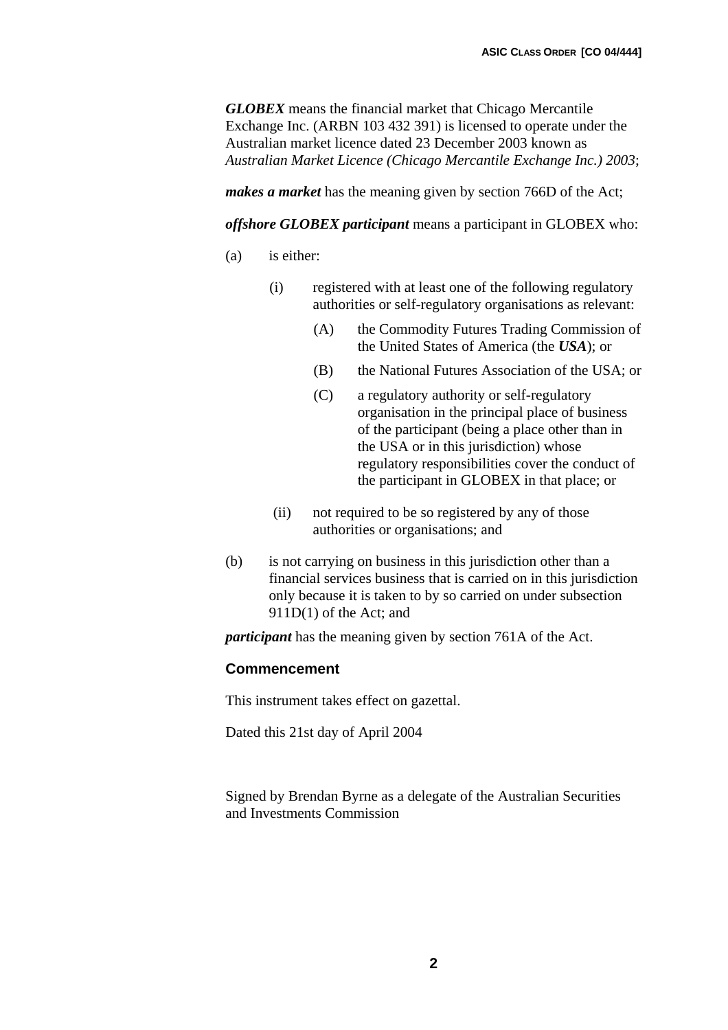***GLOBEX*** means the financial market that Chicago Mercantile Exchange Inc. (ARBN 103 432 391) is licensed to operate under the Australian market licence dated 23 December 2003 known as *Australian Market Licence (Chicago Mercantile Exchange Inc.) 2003*;

***makes a market*** has the meaning given by section 766D of the Act;

***offshore GLOBEX participant*** means a participant in GLOBEX who:

(a) is either:

  (i) registered with at least one of the following regulatory authorities or self-regulatory organisations as relevant:

    (A) the Commodity Futures Trading Commission of the United States of America (the ***USA***); or

    (B) the National Futures Association of the USA; or

    (C) a regulatory authority or self-regulatory organisation in the principal place of business of the participant (being a place other than in the USA or in this jurisdiction) whose regulatory responsibilities cover the conduct of the participant in GLOBEX in that place; or

  (ii) not required to be so registered by any of those authorities or organisations; and

(b) is not carrying on business in this jurisdiction other than a financial services business that is carried on in this jurisdiction only because it is taken to by so carried on under subsection 911D(1) of the Act; and

***participant*** has the meaning given by section 761A of the Act.

## Commencement

This instrument takes effect on gazettal.

Dated this 21st day of April 2004

Signed by Brendan Byrne as a delegate of the Australian Securities and Investments Commission